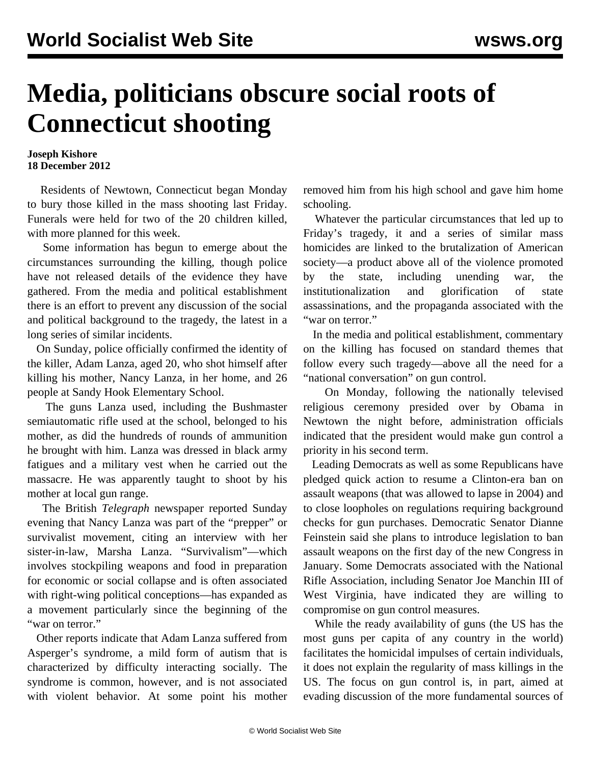# Media, politicians obscure social roots of Connecticut shooting

**Joseph Kishore**
**18 December 2012**

Residents of Newtown, Connecticut began Monday to bury those killed in the mass shooting last Friday. Funerals were held for two of the 20 children killed, with more planned for this week.

Some information has begun to emerge about the circumstances surrounding the killing, though police have not released details of the evidence they have gathered. From the media and political establishment there is an effort to prevent any discussion of the social and political background to the tragedy, the latest in a long series of similar incidents.

On Sunday, police officially confirmed the identity of the killer, Adam Lanza, aged 20, who shot himself after killing his mother, Nancy Lanza, in her home, and 26 people at Sandy Hook Elementary School.

The guns Lanza used, including the Bushmaster semiautomatic rifle used at the school, belonged to his mother, as did the hundreds of rounds of ammunition he brought with him. Lanza was dressed in black army fatigues and a military vest when he carried out the massacre. He was apparently taught to shoot by his mother at local gun range.

The British *Telegraph* newspaper reported Sunday evening that Nancy Lanza was part of the "prepper" or survivalist movement, citing an interview with her sister-in-law, Marsha Lanza. "Survivalism"—which involves stockpiling weapons and food in preparation for economic or social collapse and is often associated with right-wing political conceptions—has expanded as a movement particularly since the beginning of the "war on terror."

Other reports indicate that Adam Lanza suffered from Asperger's syndrome, a mild form of autism that is characterized by difficulty interacting socially. The syndrome is common, however, and is not associated with violent behavior. At some point his mother removed him from his high school and gave him home schooling.

Whatever the particular circumstances that led up to Friday's tragedy, it and a series of similar mass homicides are linked to the brutalization of American society—a product above all of the violence promoted by the state, including unending war, the institutionalization and glorification of state assassinations, and the propaganda associated with the "war on terror."

In the media and political establishment, commentary on the killing has focused on standard themes that follow every such tragedy—above all the need for a "national conversation" on gun control.

On Monday, following the nationally televised religious ceremony presided over by Obama in Newtown the night before, administration officials indicated that the president would make gun control a priority in his second term.

Leading Democrats as well as some Republicans have pledged quick action to resume a Clinton-era ban on assault weapons (that was allowed to lapse in 2004) and to close loopholes on regulations requiring background checks for gun purchases. Democratic Senator Dianne Feinstein said she plans to introduce legislation to ban assault weapons on the first day of the new Congress in January. Some Democrats associated with the National Rifle Association, including Senator Joe Manchin III of West Virginia, have indicated they are willing to compromise on gun control measures.

While the ready availability of guns (the US has the most guns per capita of any country in the world) facilitates the homicidal impulses of certain individuals, it does not explain the regularity of mass killings in the US. The focus on gun control is, in part, aimed at evading discussion of the more fundamental sources of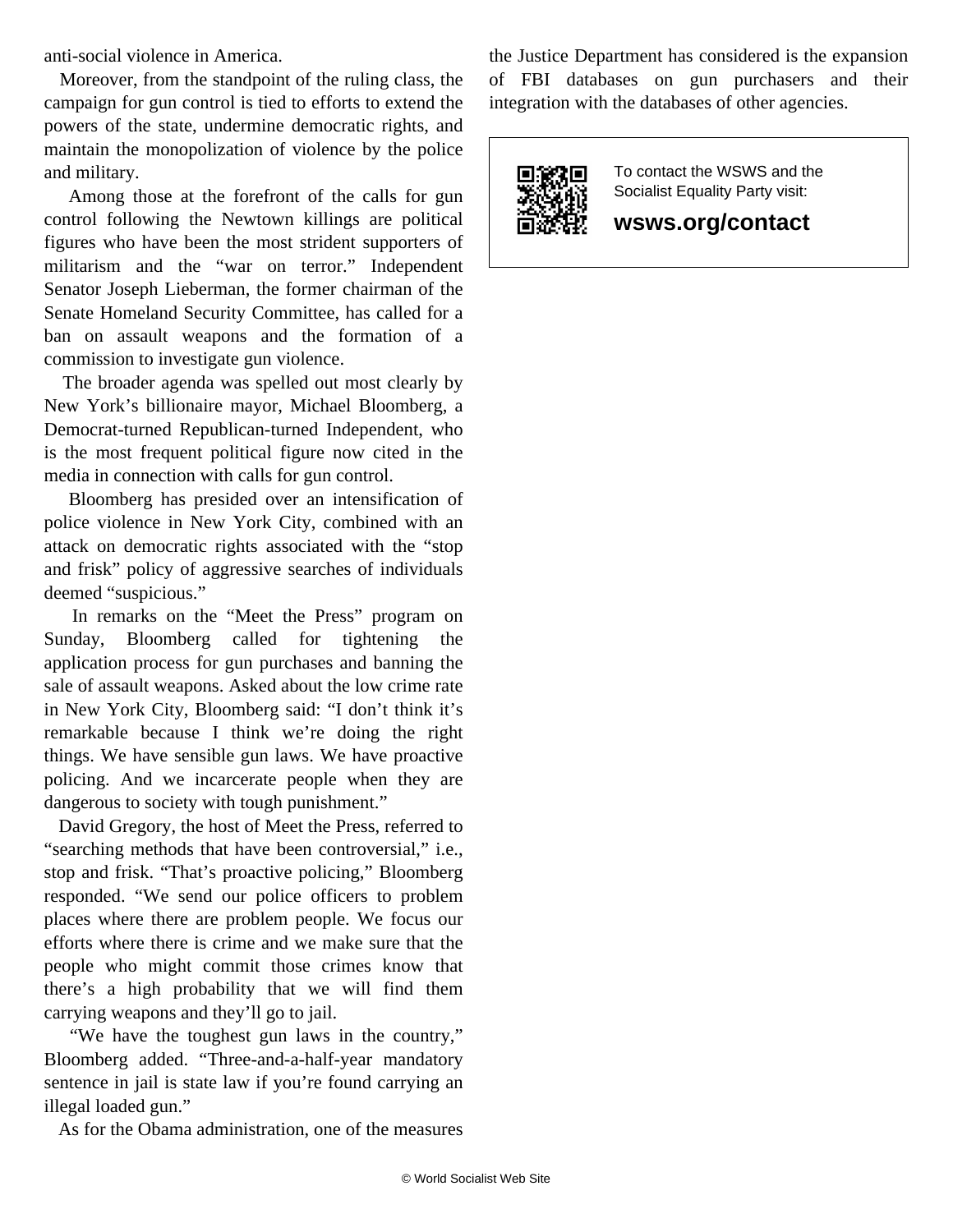anti-social violence in America.

Moreover, from the standpoint of the ruling class, the campaign for gun control is tied to efforts to extend the powers of the state, undermine democratic rights, and maintain the monopolization of violence by the police and military.

Among those at the forefront of the calls for gun control following the Newtown killings are political figures who have been the most strident supporters of militarism and the "war on terror." Independent Senator Joseph Lieberman, the former chairman of the Senate Homeland Security Committee, has called for a ban on assault weapons and the formation of a commission to investigate gun violence.

The broader agenda was spelled out most clearly by New York's billionaire mayor, Michael Bloomberg, a Democrat-turned Republican-turned Independent, who is the most frequent political figure now cited in the media in connection with calls for gun control.

Bloomberg has presided over an intensification of police violence in New York City, combined with an attack on democratic rights associated with the "stop and frisk" policy of aggressive searches of individuals deemed "suspicious."

In remarks on the "Meet the Press" program on Sunday, Bloomberg called for tightening the application process for gun purchases and banning the sale of assault weapons. Asked about the low crime rate in New York City, Bloomberg said: "I don't think it's remarkable because I think we're doing the right things. We have sensible gun laws. We have proactive policing. And we incarcerate people when they are dangerous to society with tough punishment."

David Gregory, the host of Meet the Press, referred to "searching methods that have been controversial," i.e., stop and frisk. "That's proactive policing," Bloomberg responded. "We send our police officers to problem places where there are problem people. We focus our efforts where there is crime and we make sure that the people who might commit those crimes know that there's a high probability that we will find them carrying weapons and they'll go to jail.

"We have the toughest gun laws in the country," Bloomberg added. "Three-and-a-half-year mandatory sentence in jail is state law if you're found carrying an illegal loaded gun."

As for the Obama administration, one of the measures the Justice Department has considered is the expansion of FBI databases on gun purchasers and their integration with the databases of other agencies.

To contact the WSWS and the Socialist Equality Party visit:

**wsws.org/contact**